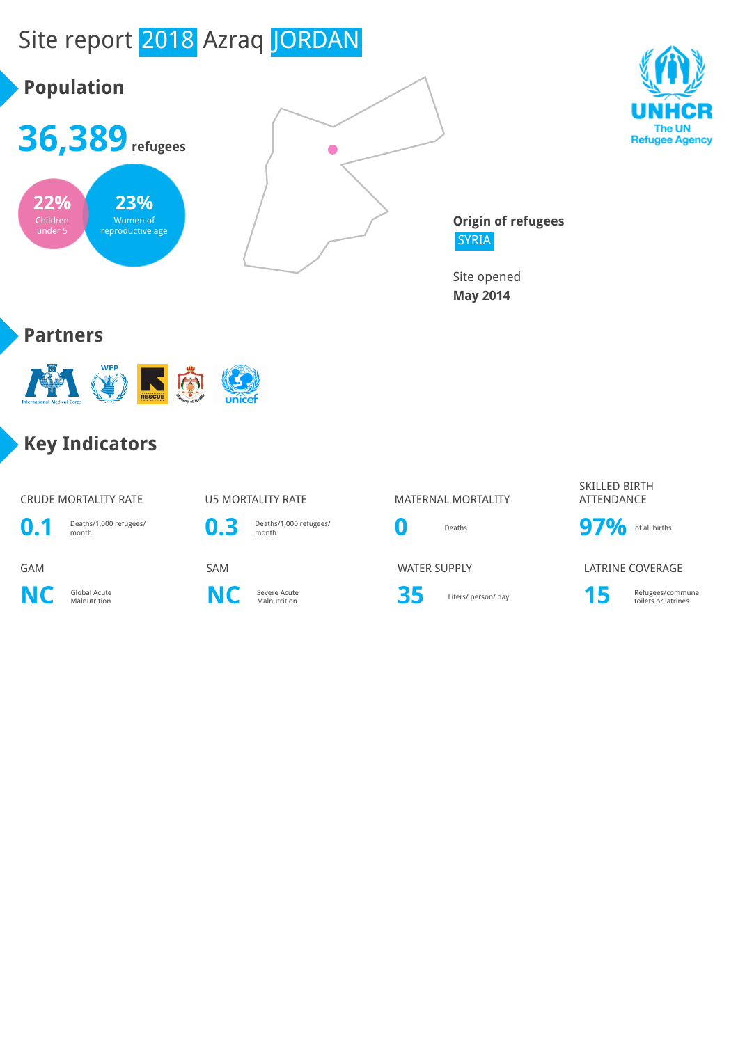# Site report 2018 Azraq JORDAN

UNHCR The UN Refugee Agency

## Population

**36,389** refugees

22% Children under 5

23% Women of reproductive age

**Origin of refugees**
SYRIA

Site opened
**May 2014**

## Partners

## Key Indicators

| CRUDE MORTALITY RATE | U5 MORTALITY RATE | MATERNAL MORTALITY | SKILLED BIRTH ATTENDANCE |
|---|---|---|---|
| **0.1** Deaths/1,000 refugees/ month | **0.3** Deaths/1,000 refugees/ month | **0** Deaths | **97%** of all births |

| GAM | SAM | WATER SUPPLY | LATRINE COVERAGE |
|---|---|---|---|
| **NC** Global Acute Malnutrition | **NC** Severe Acute Malnutrition | **35** Liters/ person/ day | **15** Refugees/communal toilets or latrines |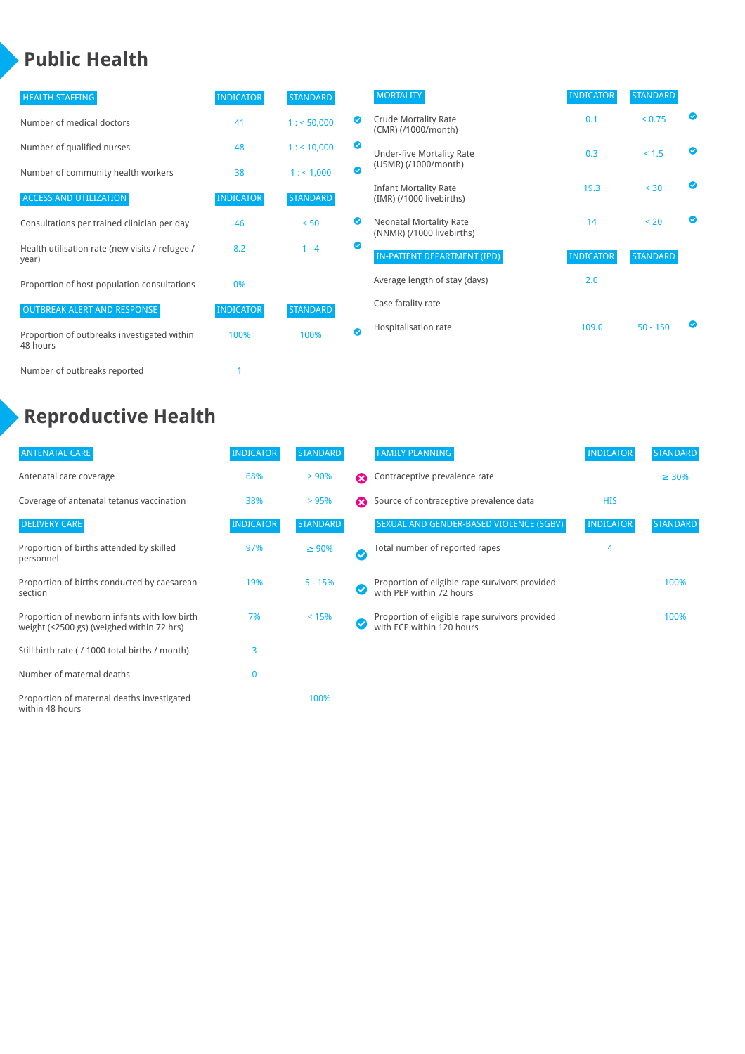# Public Health

| HEALTH STAFFING | INDICATOR | STANDARD | |
|---|---|---|---|
| Number of medical doctors | 41 | 1 : < 50,000 | ✔ |
| Number of qualified nurses | 48 | 1 : < 10,000 | ✔ |
| Number of community health workers | 38 | 1 : < 1,000 | ✔ |

| ACCESS AND UTILIZATION | INDICATOR | STANDARD | |
|---|---|---|---|
| Consultations per trained clinician per day | 46 | < 50 | ✔ |
| Health utilisation rate (new visits / refugee / year) | 8.2 | 1 - 4 | ✔ |
| Proportion of host population consultations | 0% | | |

| OUTBREAK ALERT AND RESPONSE | INDICATOR | STANDARD | |
|---|---|---|---|
| Proportion of outbreaks investigated within 48 hours | 100% | 100% | ✔ |
| Number of outbreaks reported | 1 | | |

| MORTALITY | INDICATOR | STANDARD | |
|---|---|---|---|
| Crude Mortality Rate (CMR) (/1000/month) | 0.1 | < 0.75 | ✔ |
| Under-five Mortality Rate (U5MR) (/1000/month) | 0.3 | < 1.5 | ✔ |
| Infant Mortality Rate (IMR) (/1000 livebirths) | 19.3 | < 30 | ✔ |
| Neonatal Mortality Rate (NNMR) (/1000 livebirths) | 14 | < 20 | ✔ |

| IN-PATIENT DEPARTMENT (IPD) | INDICATOR | STANDARD | |
|---|---|---|---|
| Average length of stay (days) | 2.0 | | |
| Case fatality rate | | | |
| Hospitalisation rate | 109.0 | 50 - 150 | ✔ |

# Reproductive Health

| ANTENATAL CARE | INDICATOR | STANDARD | |
|---|---|---|---|
| Antenatal care coverage | 68% | > 90% | ✖ |
| Coverage of antenatal tetanus vaccination | 38% | > 95% | ✖ |

| DELIVERY CARE | INDICATOR | STANDARD | |
|---|---|---|---|
| Proportion of births attended by skilled personnel | 97% | ≥ 90% | ✔ |
| Proportion of births conducted by caesarean section | 19% | 5 - 15% | ✔ |
| Proportion of newborn infants with low birth weight (<2500 gs) (weighed within 72 hrs) | 7% | < 15% | ✔ |
| Still birth rate ( / 1000 total births / month) | 3 | | |
| Number of maternal deaths | 0 | | |
| Proportion of maternal deaths investigated within 48 hours | | 100% | |

| FAMILY PLANNING | INDICATOR | STANDARD |
|---|---|---|
| Contraceptive prevalence rate | | ≥ 30% |
| Source of contraceptive prevalence data | HIS | |

| SEXUAL AND GENDER-BASED VIOLENCE (SGBV) | INDICATOR | STANDARD |
|---|---|---|
| Total number of reported rapes | 4 | |
| Proportion of eligible rape survivors provided with PEP within 72 hours | | 100% |
| Proportion of eligible rape survivors provided with ECP within 120 hours | | 100% |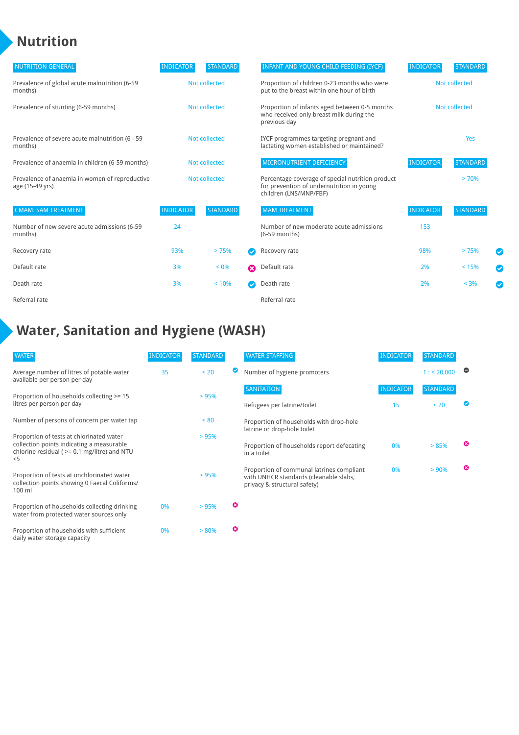# Nutrition

| NUTRITION GENERAL | INDICATOR | STANDARD |
|---|---|---|
| Prevalence of global acute malnutrition (6-59 months) | Not collected | |
| Prevalence of stunting (6-59 months) | Not collected | |
| Prevalence of severe acute malnutrition (6 - 59 months) | Not collected | |
| Prevalence of anaemia in children (6-59 months) | Not collected | |
| Prevalence of anaemia in women of reproductive age (15-49 yrs) | Not collected | |

| CMAM: SAM TREATMENT | INDICATOR | STANDARD | |
|---|---|---|---|
| Number of new severe acute admissions (6-59 months) | 24 | | |
| Recovery rate | 93% | > 75% | ✔ |
| Default rate | 3% | < 0% | ✖ |
| Death rate | 3% | < 10% | ✔ |
| Referral rate | | | |

| INFANT AND YOUNG CHILD FEEDING (IYCF) | INDICATOR | STANDARD |
|---|---|---|
| Proportion of children 0-23 months who were put to the breast within one hour of birth | Not collected | |
| Proportion of infants aged between 0-5 months who received only breast milk during the previous day | Not collected | |
| IYCF programmes targeting pregnant and lactating women established or maintained? | | Yes |

| MICRONUTRIENT DEFICIENCY | INDICATOR | STANDARD |
|---|---|---|
| Percentage coverage of special nutrition product for prevention of undernutrition in young children (LNS/MNP/FBF) | | > 70% |

| MAM TREATMENT | INDICATOR | STANDARD | |
|---|---|---|---|
| Number of new moderate acute admissions (6-59 months) | 153 | | |
| Recovery rate | 98% | > 75% | ✔ |
| Default rate | 2% | < 15% | ✔ |
| Death rate | 2% | < 3% | ✔ |
| Referral rate | | | |

# Water, Sanitation and Hygiene (WASH)

| WATER | INDICATOR | STANDARD | |
|---|---|---|---|
| Average number of litres of potable water available per person per day | 35 | < 20 | ✔ |
| Proportion of households collecting >= 15 litres per person per day | | > 95% | |
| Number of persons of concern per water tap | | < 80 | |
| Proportion of tests at chlorinated water collection points indicating a measurable chlorine residual ( >= 0.1 mg/litre) and NTU <5 | | > 95% | |
| Proportion of tests at unchlorinated water collection points showing 0 Faecal Coliforms/ 100 ml | | > 95% | |
| Proportion of households collecting drinking water from protected water sources only | 0% | > 95% | ✖ |
| Proportion of households with sufficient daily water storage capacity | 0% | > 80% | ✖ |

| WATER STAFFING | INDICATOR | STANDARD | |
|---|---|---|---|
| Number of hygiene promoters | | 1 : < 20,000 | ⊖ |

| SANITATION | INDICATOR | STANDARD | |
|---|---|---|---|
| Refugees per latrine/toilet | 15 | < 20 | ✔ |
| Proportion of households with drop-hole latrine or drop-hole toilet | | | |
| Proportion of households report defecating in a toilet | 0% | > 85% | ✖ |
| Proportion of communal latrines compliant with UNHCR standards (cleanable slabs, privacy & structural safety) | 0% | > 90% | ✖ |